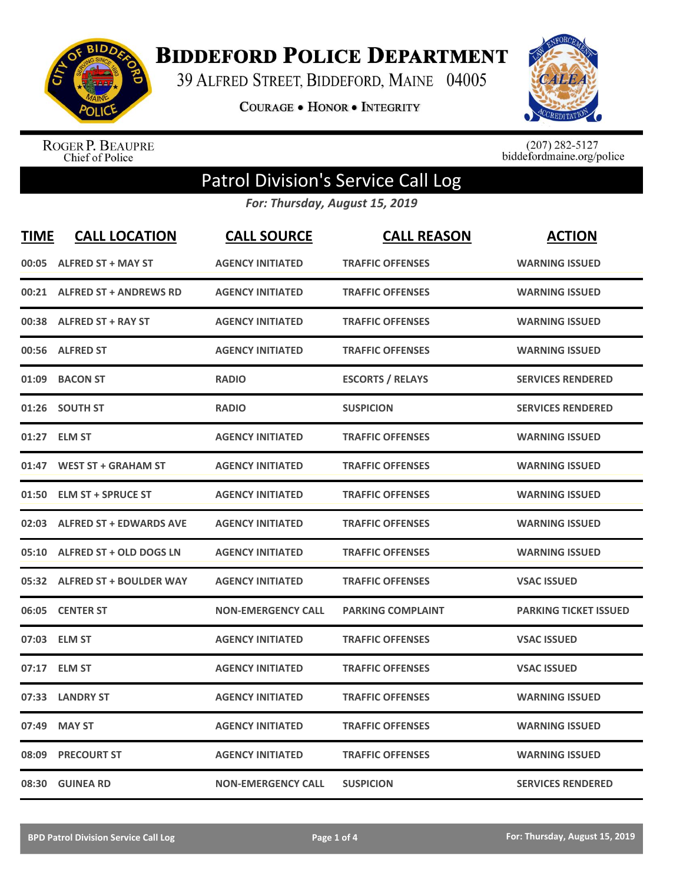# Biddeford Police Department

39 Alfred Street, Biddeford, Maine 04005

**Courage • Honor • Integrity**

Roger P. Beaupre
Chief of Police

(207) 282-5127
biddefordmaine.org/police

## Patrol Division's Service Call Log

*For: Thursday, August 15, 2019*

| TIME | CALL LOCATION | CALL SOURCE | CALL REASON | ACTION |
|---|---|---|---|---|
| 00:05 | ALFRED ST + MAY ST | AGENCY INITIATED | TRAFFIC OFFENSES | WARNING ISSUED |
| 00:21 | ALFRED ST + ANDREWS RD | AGENCY INITIATED | TRAFFIC OFFENSES | WARNING ISSUED |
| 00:38 | ALFRED ST + RAY ST | AGENCY INITIATED | TRAFFIC OFFENSES | WARNING ISSUED |
| 00:56 | ALFRED ST | AGENCY INITIATED | TRAFFIC OFFENSES | WARNING ISSUED |
| 01:09 | BACON ST | RADIO | ESCORTS / RELAYS | SERVICES RENDERED |
| 01:26 | SOUTH ST | RADIO | SUSPICION | SERVICES RENDERED |
| 01:27 | ELM ST | AGENCY INITIATED | TRAFFIC OFFENSES | WARNING ISSUED |
| 01:47 | WEST ST + GRAHAM ST | AGENCY INITIATED | TRAFFIC OFFENSES | WARNING ISSUED |
| 01:50 | ELM ST + SPRUCE ST | AGENCY INITIATED | TRAFFIC OFFENSES | WARNING ISSUED |
| 02:03 | ALFRED ST + EDWARDS AVE | AGENCY INITIATED | TRAFFIC OFFENSES | WARNING ISSUED |
| 05:10 | ALFRED ST + OLD DOGS LN | AGENCY INITIATED | TRAFFIC OFFENSES | WARNING ISSUED |
| 05:32 | ALFRED ST + BOULDER WAY | AGENCY INITIATED | TRAFFIC OFFENSES | VSAC ISSUED |
| 06:05 | CENTER ST | NON-EMERGENCY CALL | PARKING COMPLAINT | PARKING TICKET ISSUED |
| 07:03 | ELM ST | AGENCY INITIATED | TRAFFIC OFFENSES | VSAC ISSUED |
| 07:17 | ELM ST | AGENCY INITIATED | TRAFFIC OFFENSES | VSAC ISSUED |
| 07:33 | LANDRY ST | AGENCY INITIATED | TRAFFIC OFFENSES | WARNING ISSUED |
| 07:49 | MAY ST | AGENCY INITIATED | TRAFFIC OFFENSES | WARNING ISSUED |
| 08:09 | PRECOURT ST | AGENCY INITIATED | TRAFFIC OFFENSES | WARNING ISSUED |
| 08:30 | GUINEA RD | NON-EMERGENCY CALL | SUSPICION | SERVICES RENDERED |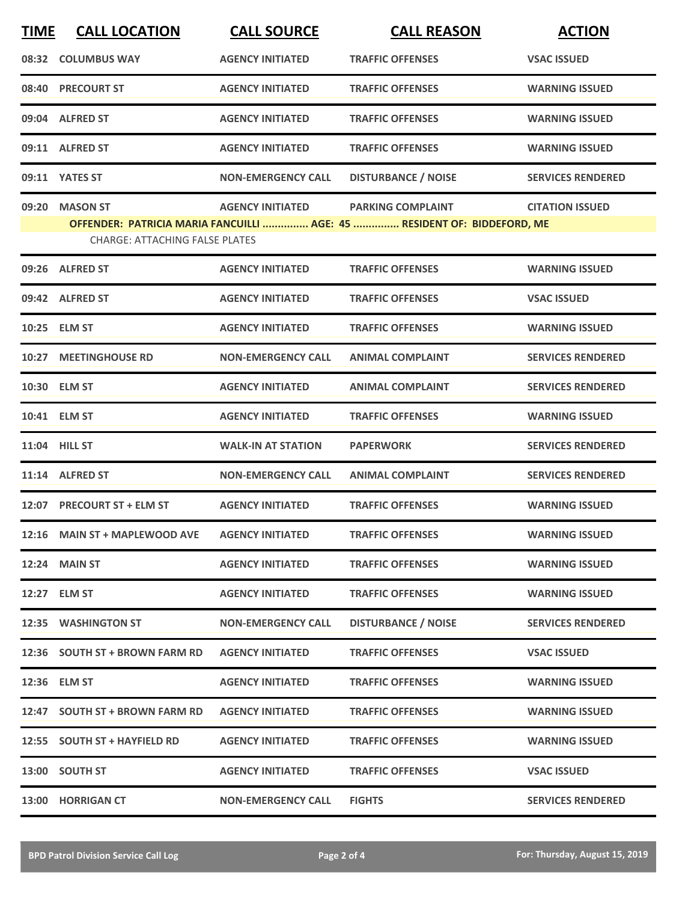| TIME | CALL LOCATION | CALL SOURCE | CALL REASON | ACTION |
| --- | --- | --- | --- | --- |
| 08:32 | COLUMBUS WAY | AGENCY INITIATED | TRAFFIC OFFENSES | VSAC ISSUED |
| 08:40 | PRECOURT ST | AGENCY INITIATED | TRAFFIC OFFENSES | WARNING ISSUED |
| 09:04 | ALFRED ST | AGENCY INITIATED | TRAFFIC OFFENSES | WARNING ISSUED |
| 09:11 | ALFRED ST | AGENCY INITIATED | TRAFFIC OFFENSES | WARNING ISSUED |
| 09:11 | YATES ST | NON-EMERGENCY CALL | DISTURBANCE / NOISE | SERVICES RENDERED |
| 09:20 | MASON ST | AGENCY INITIATED | PARKING COMPLAINT | CITATION ISSUED |
| | OFFENDER: PATRICIA MARIA FANCUILLI ............... AGE: 45 ............... RESIDENT OF: BIDDEFORD, ME | | | |
| | CHARGE: ATTACHING FALSE PLATES | | | |
| 09:26 | ALFRED ST | AGENCY INITIATED | TRAFFIC OFFENSES | WARNING ISSUED |
| 09:42 | ALFRED ST | AGENCY INITIATED | TRAFFIC OFFENSES | VSAC ISSUED |
| 10:25 | ELM ST | AGENCY INITIATED | TRAFFIC OFFENSES | WARNING ISSUED |
| 10:27 | MEETINGHOUSE RD | NON-EMERGENCY CALL | ANIMAL COMPLAINT | SERVICES RENDERED |
| 10:30 | ELM ST | AGENCY INITIATED | ANIMAL COMPLAINT | SERVICES RENDERED |
| 10:41 | ELM ST | AGENCY INITIATED | TRAFFIC OFFENSES | WARNING ISSUED |
| 11:04 | HILL ST | WALK-IN AT STATION | PAPERWORK | SERVICES RENDERED |
| 11:14 | ALFRED ST | NON-EMERGENCY CALL | ANIMAL COMPLAINT | SERVICES RENDERED |
| 12:07 | PRECOURT ST + ELM ST | AGENCY INITIATED | TRAFFIC OFFENSES | WARNING ISSUED |
| 12:16 | MAIN ST + MAPLEWOOD AVE | AGENCY INITIATED | TRAFFIC OFFENSES | WARNING ISSUED |
| 12:24 | MAIN ST | AGENCY INITIATED | TRAFFIC OFFENSES | WARNING ISSUED |
| 12:27 | ELM ST | AGENCY INITIATED | TRAFFIC OFFENSES | WARNING ISSUED |
| 12:35 | WASHINGTON ST | NON-EMERGENCY CALL | DISTURBANCE / NOISE | SERVICES RENDERED |
| 12:36 | SOUTH ST + BROWN FARM RD | AGENCY INITIATED | TRAFFIC OFFENSES | VSAC ISSUED |
| 12:36 | ELM ST | AGENCY INITIATED | TRAFFIC OFFENSES | WARNING ISSUED |
| 12:47 | SOUTH ST + BROWN FARM RD | AGENCY INITIATED | TRAFFIC OFFENSES | WARNING ISSUED |
| 12:55 | SOUTH ST + HAYFIELD RD | AGENCY INITIATED | TRAFFIC OFFENSES | WARNING ISSUED |
| 13:00 | SOUTH ST | AGENCY INITIATED | TRAFFIC OFFENSES | VSAC ISSUED |
| 13:00 | HORRIGAN CT | NON-EMERGENCY CALL | FIGHTS | SERVICES RENDERED |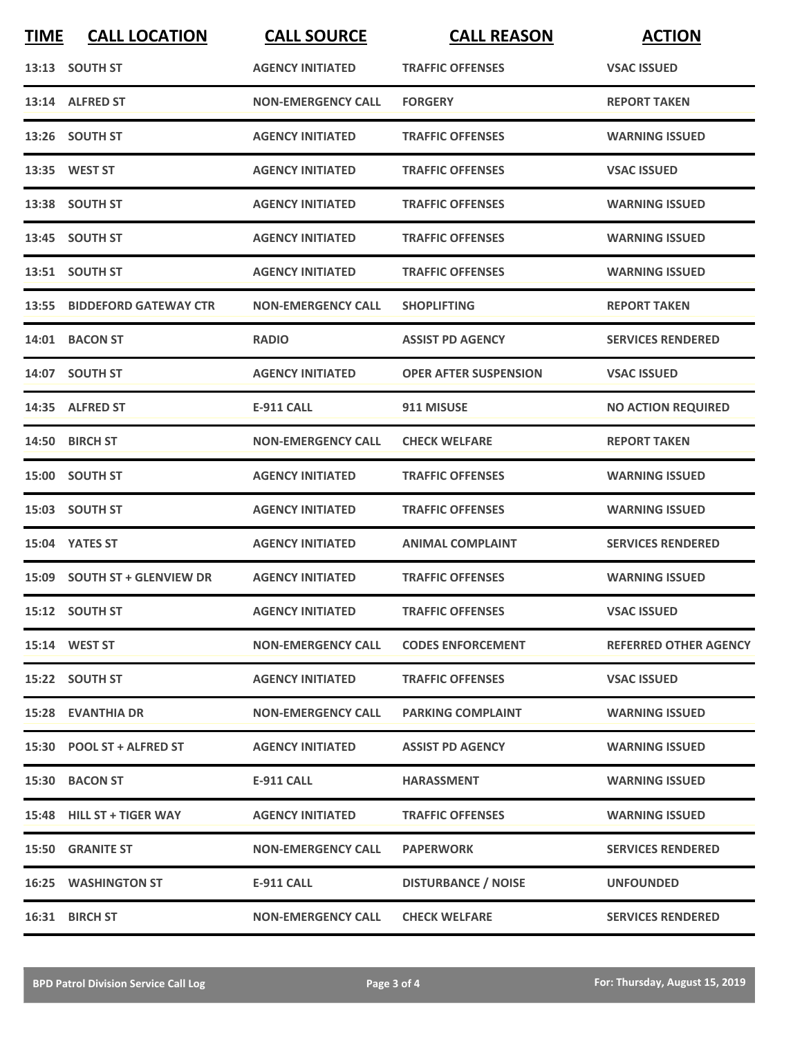| TIME | CALL LOCATION | CALL SOURCE | CALL REASON | ACTION |
|---|---|---|---|---|
| 13:13 | SOUTH ST | AGENCY INITIATED | TRAFFIC OFFENSES | VSAC ISSUED |
| 13:14 | ALFRED ST | NON-EMERGENCY CALL | FORGERY | REPORT TAKEN |
| 13:26 | SOUTH ST | AGENCY INITIATED | TRAFFIC OFFENSES | WARNING ISSUED |
| 13:35 | WEST ST | AGENCY INITIATED | TRAFFIC OFFENSES | VSAC ISSUED |
| 13:38 | SOUTH ST | AGENCY INITIATED | TRAFFIC OFFENSES | WARNING ISSUED |
| 13:45 | SOUTH ST | AGENCY INITIATED | TRAFFIC OFFENSES | WARNING ISSUED |
| 13:51 | SOUTH ST | AGENCY INITIATED | TRAFFIC OFFENSES | WARNING ISSUED |
| 13:55 | BIDDEFORD GATEWAY CTR | NON-EMERGENCY CALL | SHOPLIFTING | REPORT TAKEN |
| 14:01 | BACON ST | RADIO | ASSIST PD AGENCY | SERVICES RENDERED |
| 14:07 | SOUTH ST | AGENCY INITIATED | OPER AFTER SUSPENSION | VSAC ISSUED |
| 14:35 | ALFRED ST | E-911 CALL | 911 MISUSE | NO ACTION REQUIRED |
| 14:50 | BIRCH ST | NON-EMERGENCY CALL | CHECK WELFARE | REPORT TAKEN |
| 15:00 | SOUTH ST | AGENCY INITIATED | TRAFFIC OFFENSES | WARNING ISSUED |
| 15:03 | SOUTH ST | AGENCY INITIATED | TRAFFIC OFFENSES | WARNING ISSUED |
| 15:04 | YATES ST | AGENCY INITIATED | ANIMAL COMPLAINT | SERVICES RENDERED |
| 15:09 | SOUTH ST + GLENVIEW DR | AGENCY INITIATED | TRAFFIC OFFENSES | WARNING ISSUED |
| 15:12 | SOUTH ST | AGENCY INITIATED | TRAFFIC OFFENSES | VSAC ISSUED |
| 15:14 | WEST ST | NON-EMERGENCY CALL | CODES ENFORCEMENT | REFERRED OTHER AGENCY |
| 15:22 | SOUTH ST | AGENCY INITIATED | TRAFFIC OFFENSES | VSAC ISSUED |
| 15:28 | EVANTHIA DR | NON-EMERGENCY CALL | PARKING COMPLAINT | WARNING ISSUED |
| 15:30 | POOL ST + ALFRED ST | AGENCY INITIATED | ASSIST PD AGENCY | WARNING ISSUED |
| 15:30 | BACON ST | E-911 CALL | HARASSMENT | WARNING ISSUED |
| 15:48 | HILL ST + TIGER WAY | AGENCY INITIATED | TRAFFIC OFFENSES | WARNING ISSUED |
| 15:50 | GRANITE ST | NON-EMERGENCY CALL | PAPERWORK | SERVICES RENDERED |
| 16:25 | WASHINGTON ST | E-911 CALL | DISTURBANCE / NOISE | UNFOUNDED |
| 16:31 | BIRCH ST | NON-EMERGENCY CALL | CHECK WELFARE | SERVICES RENDERED |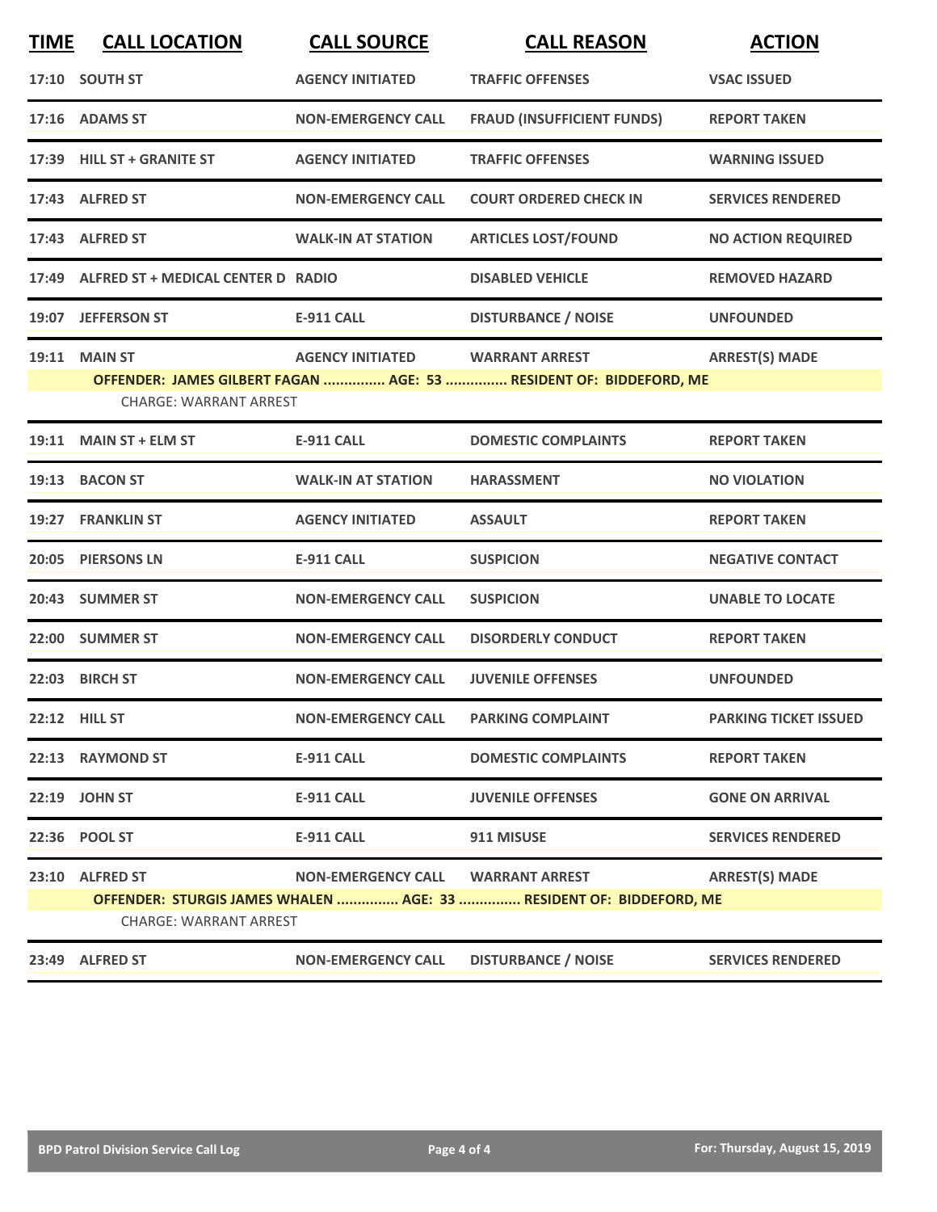| TIME | CALL LOCATION | CALL SOURCE | CALL REASON | ACTION |
| --- | --- | --- | --- | --- |
| 17:10 | SOUTH ST | AGENCY INITIATED | TRAFFIC OFFENSES | VSAC ISSUED |
| 17:16 | ADAMS ST | NON-EMERGENCY CALL | FRAUD (INSUFFICIENT FUNDS) | REPORT TAKEN |
| 17:39 | HILL ST + GRANITE ST | AGENCY INITIATED | TRAFFIC OFFENSES | WARNING ISSUED |
| 17:43 | ALFRED ST | NON-EMERGENCY CALL | COURT ORDERED CHECK IN | SERVICES RENDERED |
| 17:43 | ALFRED ST | WALK-IN AT STATION | ARTICLES LOST/FOUND | NO ACTION REQUIRED |
| 17:49 | ALFRED ST + MEDICAL CENTER D | RADIO | DISABLED VEHICLE | REMOVED HAZARD |
| 19:07 | JEFFERSON ST | E-911 CALL | DISTURBANCE / NOISE | UNFOUNDED |
| 19:11 | MAIN ST | AGENCY INITIATED | WARRANT ARREST | ARREST(S) MADE |
| | OFFENDER: JAMES GILBERT FAGAN ............... AGE: 53 ............... RESIDENT OF: BIDDEFORD, ME | | | |
| | CHARGE: WARRANT ARREST | | | |
| 19:11 | MAIN ST + ELM ST | E-911 CALL | DOMESTIC COMPLAINTS | REPORT TAKEN |
| 19:13 | BACON ST | WALK-IN AT STATION | HARASSMENT | NO VIOLATION |
| 19:27 | FRANKLIN ST | AGENCY INITIATED | ASSAULT | REPORT TAKEN |
| 20:05 | PIERSONS LN | E-911 CALL | SUSPICION | NEGATIVE CONTACT |
| 20:43 | SUMMER ST | NON-EMERGENCY CALL | SUSPICION | UNABLE TO LOCATE |
| 22:00 | SUMMER ST | NON-EMERGENCY CALL | DISORDERLY CONDUCT | REPORT TAKEN |
| 22:03 | BIRCH ST | NON-EMERGENCY CALL | JUVENILE OFFENSES | UNFOUNDED |
| 22:12 | HILL ST | NON-EMERGENCY CALL | PARKING COMPLAINT | PARKING TICKET ISSUED |
| 22:13 | RAYMOND ST | E-911 CALL | DOMESTIC COMPLAINTS | REPORT TAKEN |
| 22:19 | JOHN ST | E-911 CALL | JUVENILE OFFENSES | GONE ON ARRIVAL |
| 22:36 | POOL ST | E-911 CALL | 911 MISUSE | SERVICES RENDERED |
| 23:10 | ALFRED ST | NON-EMERGENCY CALL | WARRANT ARREST | ARREST(S) MADE |
| | OFFENDER: STURGIS JAMES WHALEN ............... AGE: 33 ............... RESIDENT OF: BIDDEFORD, ME | | | |
| | CHARGE: WARRANT ARREST | | | |
| 23:49 | ALFRED ST | NON-EMERGENCY CALL | DISTURBANCE / NOISE | SERVICES RENDERED |